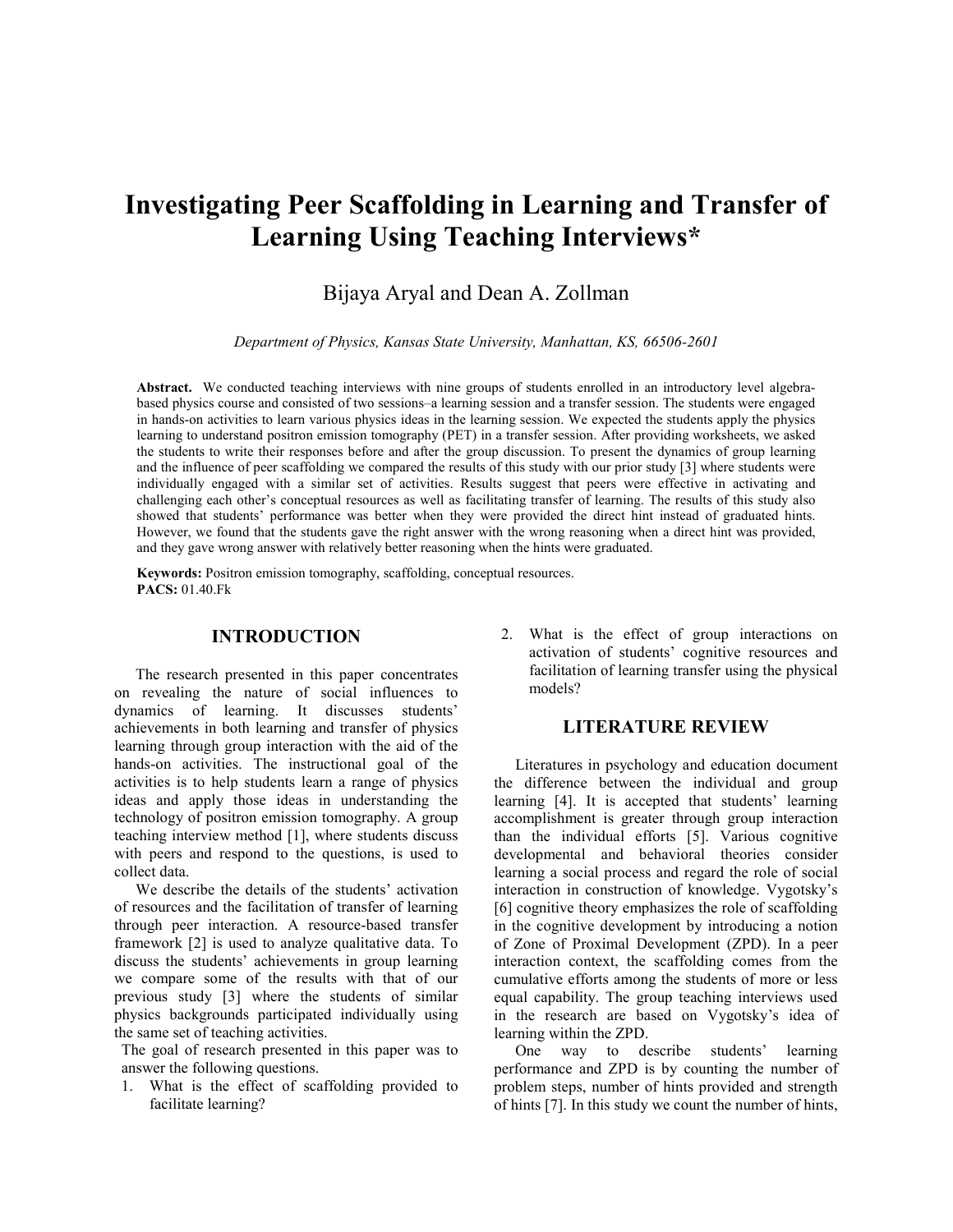# Investigating Peer Scaffolding in Learning and Transfer of Learning Using Teaching Interviews*

Bijaya Aryal and Dean A. Zollman

*Department of Physics, Kansas State University, Manhattan, KS, 66506-2601*

**Abstract.** We conducted teaching interviews with nine groups of students enrolled in an introductory level algebra-based physics course and consisted of two sessions–a learning session and a transfer session. The students were engaged in hands-on activities to learn various physics ideas in the learning session. We expected the students apply the physics learning to understand positron emission tomography (PET) in a transfer session. After providing worksheets, we asked the students to write their responses before and after the group discussion. To present the dynamics of group learning and the influence of peer scaffolding we compared the results of this study with our prior study [3] where students were individually engaged with a similar set of activities. Results suggest that peers were effective in activating and challenging each other's conceptual resources as well as facilitating transfer of learning. The results of this study also showed that students' performance was better when they were provided the direct hint instead of graduated hints. However, we found that the students gave the right answer with the wrong reasoning when a direct hint was provided, and they gave wrong answer with relatively better reasoning when the hints were graduated.

**Keywords:** Positron emission tomography, scaffolding, conceptual resources.
**PACS:** 01.40.Fk

## INTRODUCTION

The research presented in this paper concentrates on revealing the nature of social influences to dynamics of learning. It discusses students' achievements in both learning and transfer of physics learning through group interaction with the aid of the hands-on activities. The instructional goal of the activities is to help students learn a range of physics ideas and apply those ideas in understanding the technology of positron emission tomography. A group teaching interview method [1], where students discuss with peers and respond to the questions, is used to collect data.

We describe the details of the students' activation of resources and the facilitation of transfer of learning through peer interaction. A resource-based transfer framework [2] is used to analyze qualitative data. To discuss the students' achievements in group learning we compare some of the results with that of our previous study [3] where the students of similar physics backgrounds participated individually using the same set of teaching activities.

The goal of research presented in this paper was to answer the following questions.

1. What is the effect of scaffolding provided to facilitate learning?
2. What is the effect of group interactions on activation of students' cognitive resources and facilitation of learning transfer using the physical models?

## LITERATURE REVIEW

Literatures in psychology and education document the difference between the individual and group learning [4]. It is accepted that students' learning accomplishment is greater through group interaction than the individual efforts [5]. Various cognitive developmental and behavioral theories consider learning a social process and regard the role of social interaction in construction of knowledge. Vygotsky's [6] cognitive theory emphasizes the role of scaffolding in the cognitive development by introducing a notion of Zone of Proximal Development (ZPD). In a peer interaction context, the scaffolding comes from the cumulative efforts among the students of more or less equal capability. The group teaching interviews used in the research are based on Vygotsky's idea of learning within the ZPD.

One way to describe students' learning performance and ZPD is by counting the number of problem steps, number of hints provided and strength of hints [7]. In this study we count the number of hints,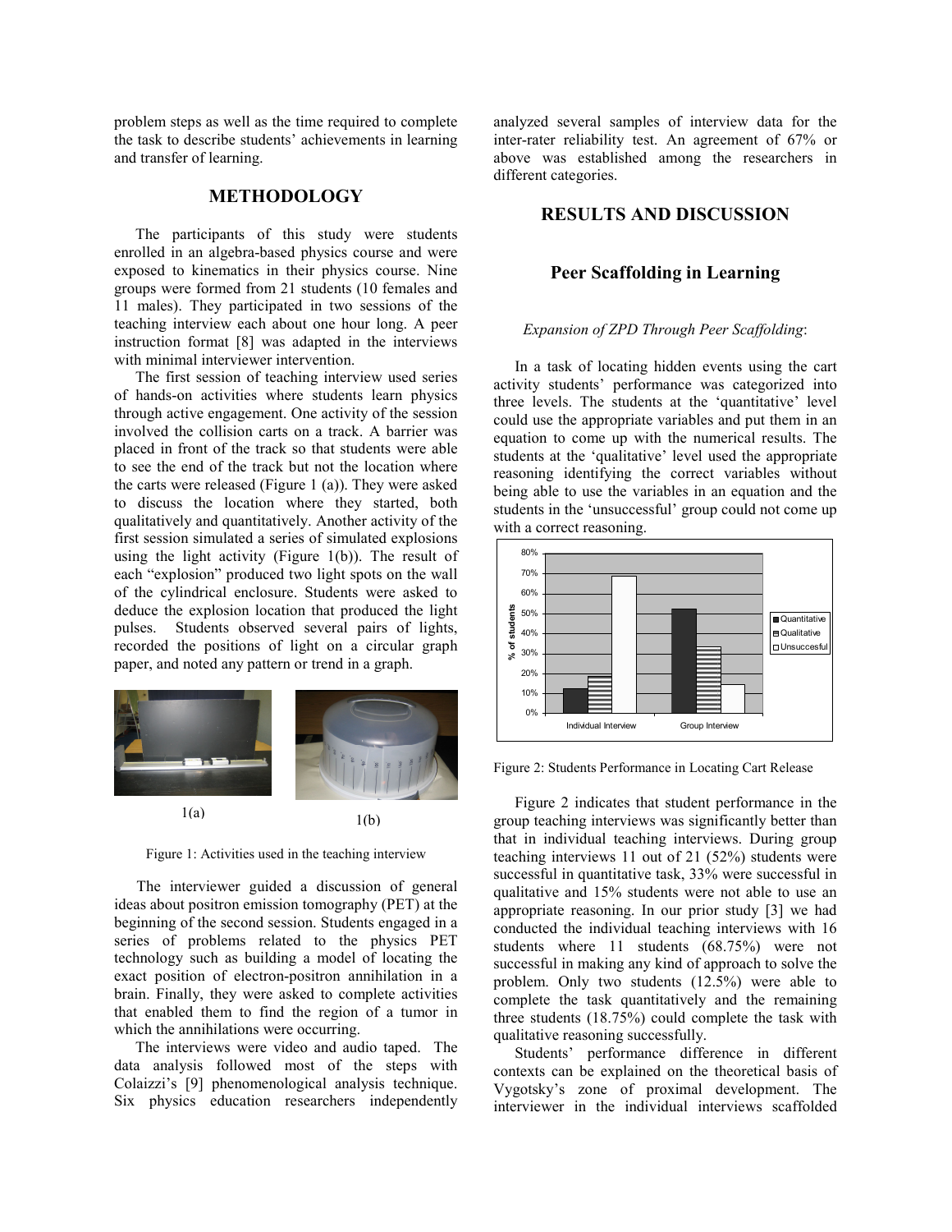problem steps as well as the time required to complete the task to describe students' achievements in learning and transfer of learning.

## METHODOLOGY

The participants of this study were students enrolled in an algebra-based physics course and were exposed to kinematics in their physics course. Nine groups were formed from 21 students (10 females and 11 males). They participated in two sessions of the teaching interview each about one hour long. A peer instruction format [8] was adapted in the interviews with minimal interviewer intervention.

The first session of teaching interview used series of hands-on activities where students learn physics through active engagement. One activity of the session involved the collision carts on a track. A barrier was placed in front of the track so that students were able to see the end of the track but not the location where the carts were released (Figure 1 (a)). They were asked to discuss the location where they started, both qualitatively and quantitatively. Another activity of the first session simulated a series of simulated explosions using the light activity (Figure 1(b)). The result of each "explosion" produced two light spots on the wall of the cylindrical enclosure. Students were asked to deduce the explosion location that produced the light pulses. Students observed several pairs of lights, recorded the positions of light on a circular graph paper, and noted any pattern or trend in a graph.

1(a) 1(b)

Figure 1: Activities used in the teaching interview

The interviewer guided a discussion of general ideas about positron emission tomography (PET) at the beginning of the second session. Students engaged in a series of problems related to the physics PET technology such as building a model of locating the exact position of electron-positron annihilation in a brain. Finally, they were asked to complete activities that enabled them to find the region of a tumor in which the annihilations were occurring.

The interviews were video and audio taped. The data analysis followed most of the steps with Colaizzi's [9] phenomenological analysis technique. Six physics education researchers independently analyzed several samples of interview data for the inter-rater reliability test. An agreement of 67% or above was established among the researchers in different categories.

## RESULTS AND DISCUSSION

### Peer Scaffolding in Learning

*Expansion of ZPD Through Peer Scaffolding*:

In a task of locating hidden events using the cart activity students' performance was categorized into three levels. The students at the 'quantitative' level could use the appropriate variables and put them in an equation to come up with the numerical results. The students at the 'qualitative' level used the appropriate reasoning identifying the correct variables without being able to use the variables in an equation and the students in the 'unsuccessful' group could not come up with a correct reasoning.

Figure 2: Students Performance in Locating Cart Release

Figure 2 indicates that student performance in the group teaching interviews was significantly better than that in individual teaching interviews. During group teaching interviews 11 out of 21 (52%) students were successful in quantitative task, 33% were successful in qualitative and 15% students were not able to use an appropriate reasoning. In our prior study [3] we had conducted the individual teaching interviews with 16 students where 11 students (68.75%) were not successful in making any kind of approach to solve the problem. Only two students (12.5%) were able to complete the task quantitatively and the remaining three students (18.75%) could complete the task with qualitative reasoning successfully.

Students' performance difference in different contexts can be explained on the theoretical basis of Vygotsky's zone of proximal development. The interviewer in the individual interviews scaffolded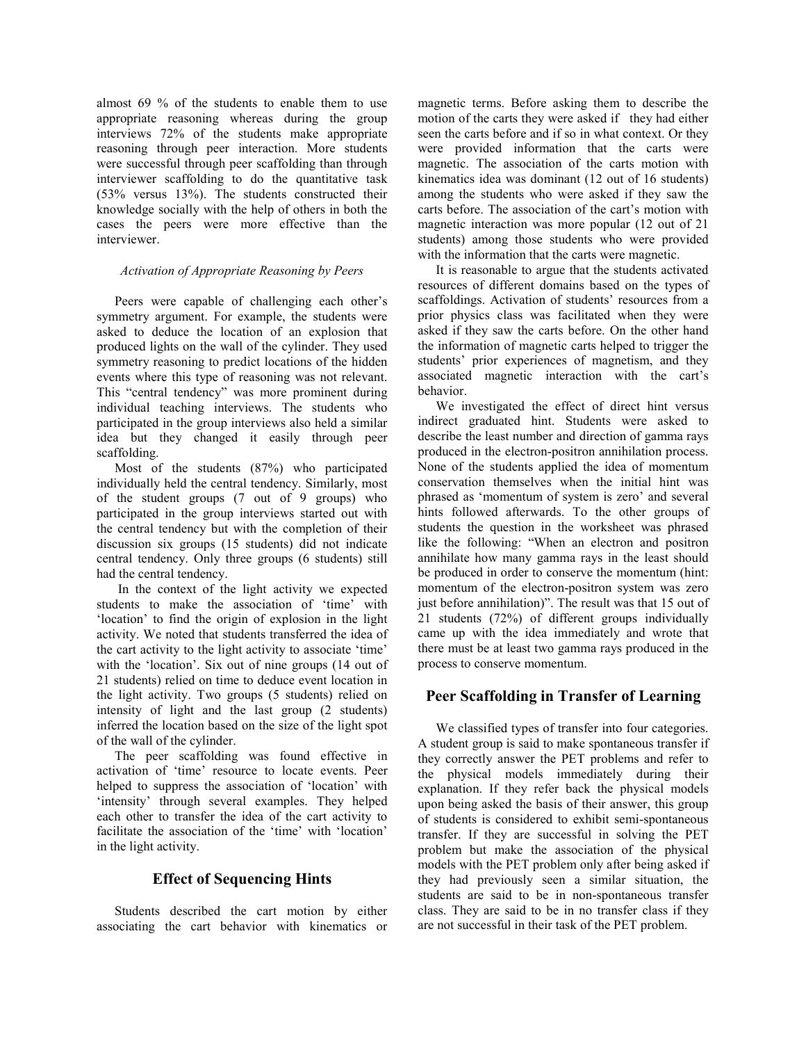almost 69 % of the students to enable them to use appropriate reasoning whereas during the group interviews 72% of the students make appropriate reasoning through peer interaction. More students were successful through peer scaffolding than through interviewer scaffolding to do the quantitative task (53% versus 13%). The students constructed their knowledge socially with the help of others in both the cases the peers were more effective than the interviewer.

### *Activation of Appropriate Reasoning by Peers*

Peers were capable of challenging each other's symmetry argument. For example, the students were asked to deduce the location of an explosion that produced lights on the wall of the cylinder. They used symmetry reasoning to predict locations of the hidden events where this type of reasoning was not relevant. This "central tendency" was more prominent during individual teaching interviews. The students who participated in the group interviews also held a similar idea but they changed it easily through peer scaffolding.

Most of the students (87%) who participated individually held the central tendency. Similarly, most of the student groups (7 out of 9 groups) who participated in the group interviews started out with the central tendency but with the completion of their discussion six groups (15 students) did not indicate central tendency. Only three groups (6 students) still had the central tendency.

In the context of the light activity we expected students to make the association of 'time' with 'location' to find the origin of explosion in the light activity. We noted that students transferred the idea of the cart activity to the light activity to associate 'time' with the 'location'. Six out of nine groups (14 out of 21 students) relied on time to deduce event location in the light activity. Two groups (5 students) relied on intensity of light and the last group (2 students) inferred the location based on the size of the light spot of the wall of the cylinder.

The peer scaffolding was found effective in activation of 'time' resource to locate events. Peer helped to suppress the association of 'location' with 'intensity' through several examples. They helped each other to transfer the idea of the cart activity to facilitate the association of the 'time' with 'location' in the light activity.

## Effect of Sequencing Hints

Students described the cart motion by either associating the cart behavior with kinematics or magnetic terms. Before asking them to describe the motion of the carts they were asked if they had either seen the carts before and if so in what context. Or they were provided information that the carts were magnetic. The association of the carts motion with kinematics idea was dominant (12 out of 16 students) among the students who were asked if they saw the carts before. The association of the cart's motion with magnetic interaction was more popular (12 out of 21 students) among those students who were provided with the information that the carts were magnetic.

It is reasonable to argue that the students activated resources of different domains based on the types of scaffoldings. Activation of students' resources from a prior physics class was facilitated when they were asked if they saw the carts before. On the other hand the information of magnetic carts helped to trigger the students' prior experiences of magnetism, and they associated magnetic interaction with the cart's behavior.

We investigated the effect of direct hint versus indirect graduated hint. Students were asked to describe the least number and direction of gamma rays produced in the electron-positron annihilation process. None of the students applied the idea of momentum conservation themselves when the initial hint was phrased as 'momentum of system is zero' and several hints followed afterwards. To the other groups of students the question in the worksheet was phrased like the following: "When an electron and positron annihilate how many gamma rays in the least should be produced in order to conserve the momentum (hint: momentum of the electron-positron system was zero just before annihilation)". The result was that 15 out of 21 students (72%) of different groups individually came up with the idea immediately and wrote that there must be at least two gamma rays produced in the process to conserve momentum.

## Peer Scaffolding in Transfer of Learning

We classified types of transfer into four categories. A student group is said to make spontaneous transfer if they correctly answer the PET problems and refer to the physical models immediately during their explanation. If they refer back the physical models upon being asked the basis of their answer, this group of students is considered to exhibit semi-spontaneous transfer. If they are successful in solving the PET problem but make the association of the physical models with the PET problem only after being asked if they had previously seen a similar situation, the students are said to be in non-spontaneous transfer class. They are said to be in no transfer class if they are not successful in their task of the PET problem.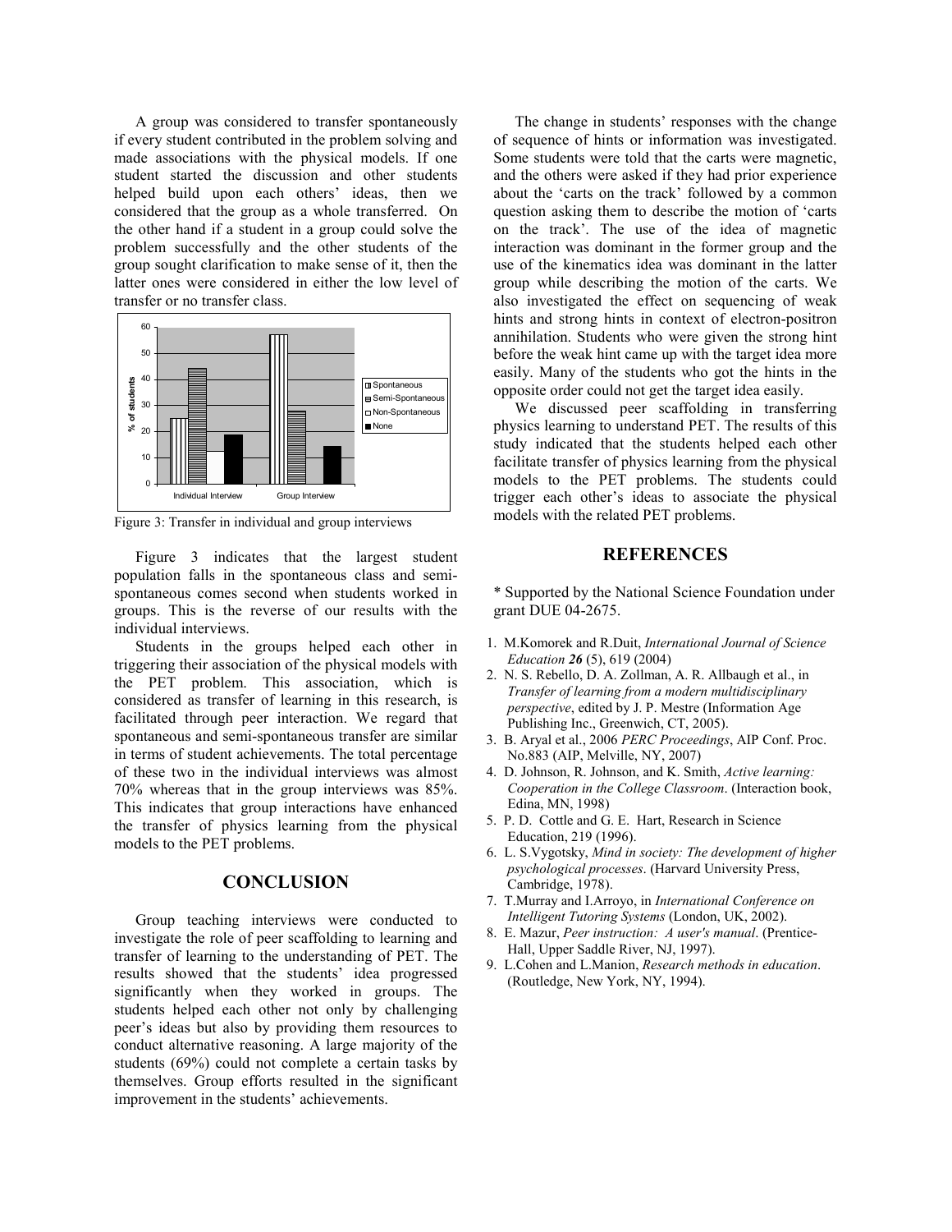A group was considered to transfer spontaneously if every student contributed in the problem solving and made associations with the physical models. If one student started the discussion and other students helped build upon each others' ideas, then we considered that the group as a whole transferred. On the other hand if a student in a group could solve the problem successfully and the other students of the group sought clarification to make sense of it, then the latter ones were considered in either the low level of transfer or no transfer class.

60
50
40
30
20
10
0
% of students
Individual Interview
Group Interview
Spontaneous
Semi-Spontaneous
Non-Spontaneous
None

Figure 3: Transfer in individual and group interviews

Figure 3 indicates that the largest student population falls in the spontaneous class and semi-spontaneous comes second when students worked in groups. This is the reverse of our results with the individual interviews.

Students in the groups helped each other in triggering their association of the physical models with the PET problem. This association, which is considered as transfer of learning in this research, is facilitated through peer interaction. We regard that spontaneous and semi-spontaneous transfer are similar in terms of student achievements. The total percentage of these two in the individual interviews was almost 70% whereas that in the group interviews was 85%. This indicates that group interactions have enhanced the transfer of physics learning from the physical models to the PET problems.

## CONCLUSION

Group teaching interviews were conducted to investigate the role of peer scaffolding to learning and transfer of learning to the understanding of PET. The results showed that the students' idea progressed significantly when they worked in groups. The students helped each other not only by challenging peer's ideas but also by providing them resources to conduct alternative reasoning. A large majority of the students (69%) could not complete a certain tasks by themselves. Group efforts resulted in the significant improvement in the students' achievements.

The change in students' responses with the change of sequence of hints or information was investigated. Some students were told that the carts were magnetic, and the others were asked if they had prior experience about the 'carts on the track' followed by a common question asking them to describe the motion of 'carts on the track'. The use of the idea of magnetic interaction was dominant in the former group and the use of the kinematics idea was dominant in the latter group while describing the motion of the carts. We also investigated the effect on sequencing of weak hints and strong hints in context of electron-positron annihilation. Students who were given the strong hint before the weak hint came up with the target idea more easily. Many of the students who got the hints in the opposite order could not get the target idea easily.

We discussed peer scaffolding in transferring physics learning to understand PET. The results of this study indicated that the students helped each other facilitate transfer of physics learning from the physical models to the PET problems. The students could trigger each other's ideas to associate the physical models with the related PET problems.

## REFERENCES

* Supported by the National Science Foundation under grant DUE 04-2675.

1. M.Komorek and R.Duit, *International Journal of Science Education* ***26*** (5), 619 (2004)
2. N. S. Rebello, D. A. Zollman, A. R. Allbaugh et al., in *Transfer of learning from a modern multidisciplinary perspective*, edited by J. P. Mestre (Information Age Publishing Inc., Greenwich, CT, 2005).
3. B. Aryal et al., 2006 *PERC Proceedings*, AIP Conf. Proc. No.883 (AIP, Melville, NY, 2007)
4. D. Johnson, R. Johnson, and K. Smith, *Active learning: Cooperation in the College Classroom*. (Interaction book, Edina, MN, 1998)
5. P. D. Cottle and G. E. Hart, Research in Science Education, 219 (1996).
6. L. S.Vygotsky, *Mind in society: The development of higher psychological processes*. (Harvard University Press, Cambridge, 1978).
7. T.Murray and I.Arroyo, in *International Conference on Intelligent Tutoring Systems* (London, UK, 2002).
8. E. Mazur, *Peer instruction: A user's manual*. (Prentice-Hall, Upper Saddle River, NJ, 1997).
9. L.Cohen and L.Manion, *Research methods in education*. (Routledge, New York, NY, 1994).